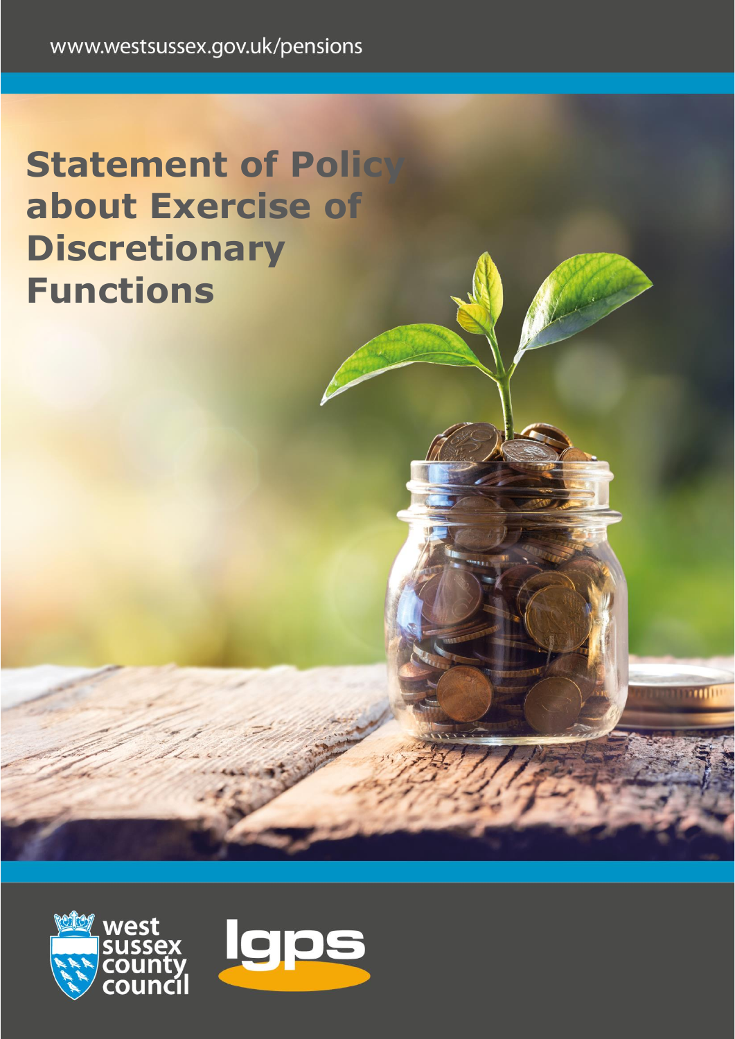www.westsussex.gov.uk/pensions

# Statement of Policy about Exercise of Discretionary Functions

west sussex county council

lgps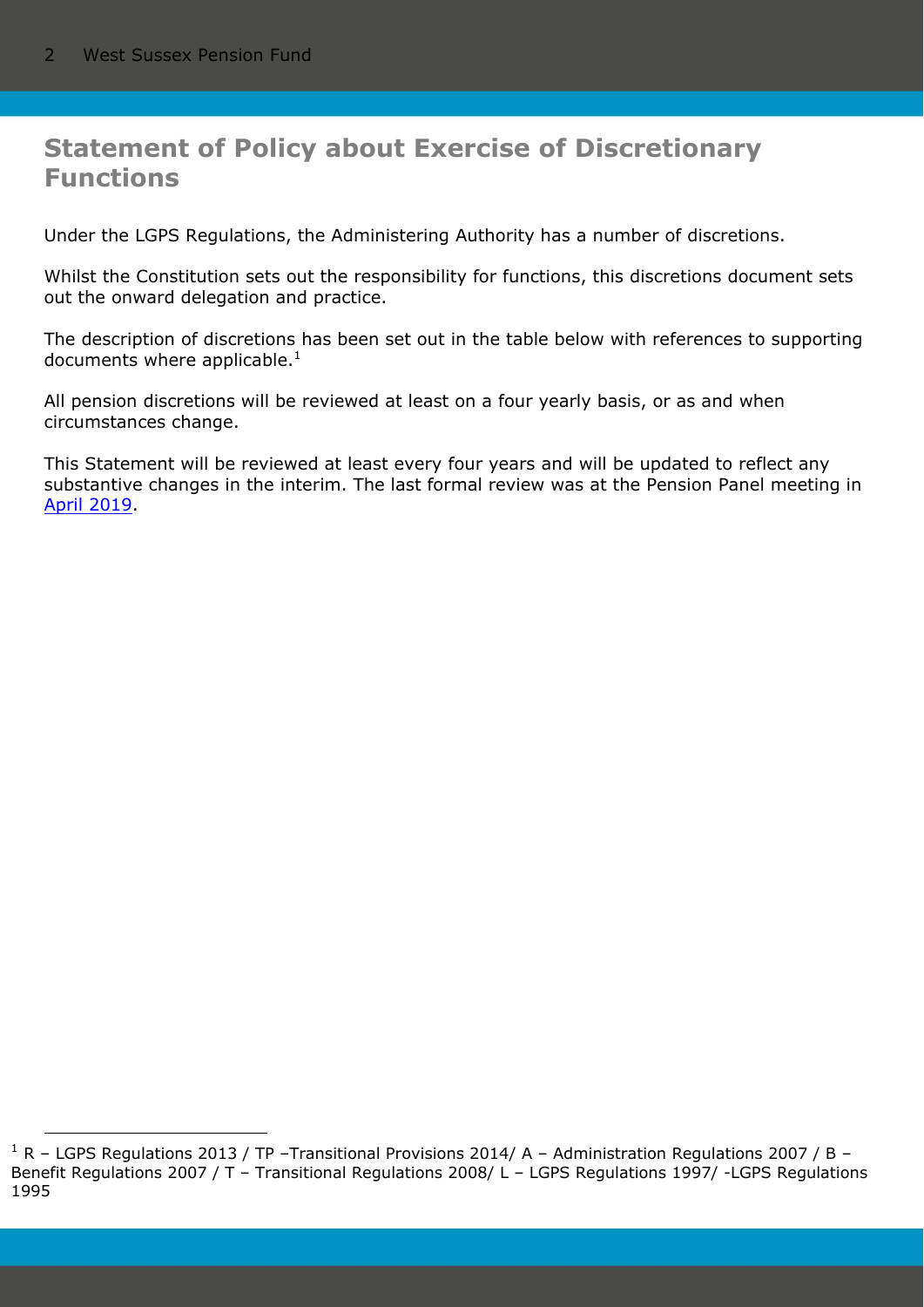# Statement of Policy about Exercise of Discretionary Functions

Under the LGPS Regulations, the Administering Authority has a number of discretions.

Whilst the Constitution sets out the responsibility for functions, this discretions document sets out the onward delegation and practice.

The description of discretions has been set out in the table below with references to supporting documents where applicable.[1]

All pension discretions will be reviewed at least on a four yearly basis, or as and when circumstances change.

This Statement will be reviewed at least every four years and will be updated to reflect any substantive changes in the interim. The last formal review was at the Pension Panel meeting in [April 2019](#).

---

[1] R – LGPS Regulations 2013 / TP –Transitional Provisions 2014/ A – Administration Regulations 2007 / B – Benefit Regulations 2007 / T – Transitional Regulations 2008/ L – LGPS Regulations 1997/ -LGPS Regulations 1995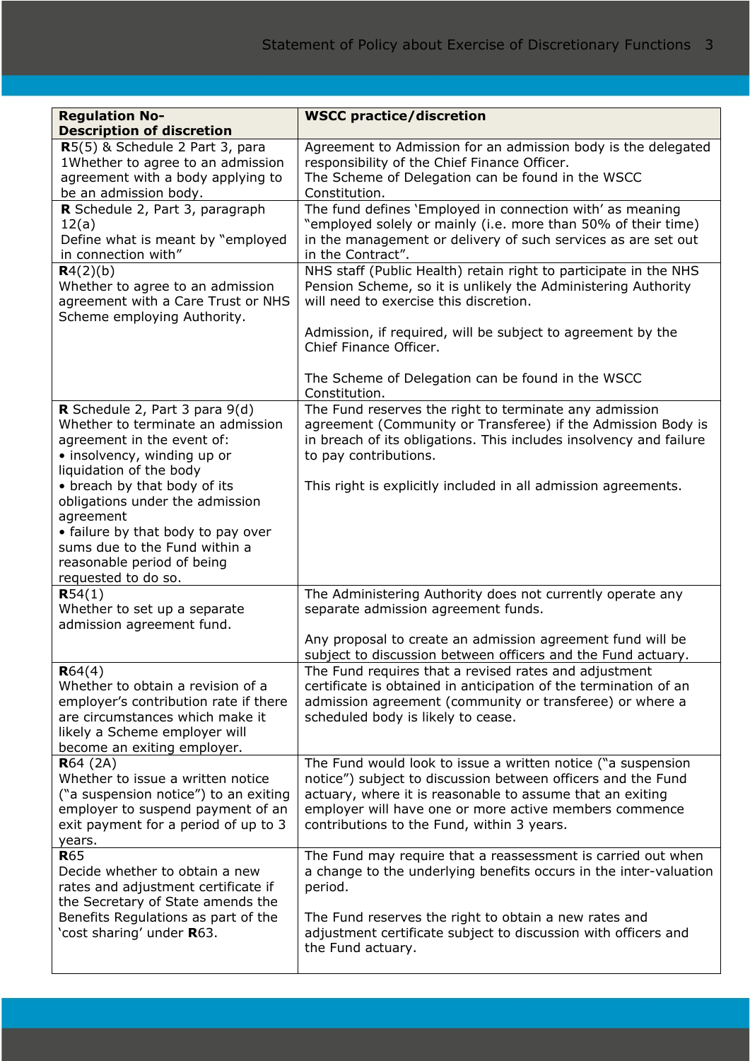| **Regulation No-**<br>**Description of discretion** | **WSCC practice/discretion** |
|---|---|
| **R**5(5) & Schedule 2 Part 3, para 1Whether to agree to an admission agreement with a body applying to be an admission body. | Agreement to Admission for an admission body is the delegated responsibility of the Chief Finance Officer.<br>The Scheme of Delegation can be found in the WSCC Constitution. |
| **R** Schedule 2, Part 3, paragraph 12(a)<br>Define what is meant by "employed in connection with" | The fund defines 'Employed in connection with' as meaning "employed solely or mainly (i.e. more than 50% of their time) in the management or delivery of such services as are set out in the Contract". |
| **R**4(2)(b)<br>Whether to agree to an admission agreement with a Care Trust or NHS Scheme employing Authority. | NHS staff (Public Health) retain right to participate in the NHS Pension Scheme, so it is unlikely the Administering Authority will need to exercise this discretion.<br><br>Admission, if required, will be subject to agreement by the Chief Finance Officer.<br><br>The Scheme of Delegation can be found in the WSCC Constitution. |
| **R** Schedule 2, Part 3 para 9(d)<br>Whether to terminate an admission agreement in the event of:<br>• insolvency, winding up or liquidation of the body<br>• breach by that body of its obligations under the admission agreement<br>• failure by that body to pay over sums due to the Fund within a reasonable period of being requested to do so. | The Fund reserves the right to terminate any admission agreement (Community or Transferee) if the Admission Body is in breach of its obligations. This includes insolvency and failure to pay contributions.<br><br>This right is explicitly included in all admission agreements. |
| **R**54(1)<br>Whether to set up a separate admission agreement fund. | The Administering Authority does not currently operate any separate admission agreement funds.<br><br>Any proposal to create an admission agreement fund will be subject to discussion between officers and the Fund actuary. |
| **R**64(4)<br>Whether to obtain a revision of a employer's contribution rate if there are circumstances which make it likely a Scheme employer will become an exiting employer. | The Fund requires that a revised rates and adjustment certificate is obtained in anticipation of the termination of an admission agreement (community or transferee) or where a scheduled body is likely to cease. |
| **R**64 (2A)<br>Whether to issue a written notice ("a suspension notice") to an exiting employer to suspend payment of an exit payment for a period of up to 3 years. | The Fund would look to issue a written notice ("a suspension notice") subject to discussion between officers and the Fund actuary, where it is reasonable to assume that an exiting employer will have one or more active members commence contributions to the Fund, within 3 years. |
| **R**65<br>Decide whether to obtain a new rates and adjustment certificate if the Secretary of State amends the Benefits Regulations as part of the 'cost sharing' under **R**63. | The Fund may require that a reassessment is carried out when a change to the underlying benefits occurs in the inter-valuation period.<br><br>The Fund reserves the right to obtain a new rates and adjustment certificate subject to discussion with officers and the Fund actuary. |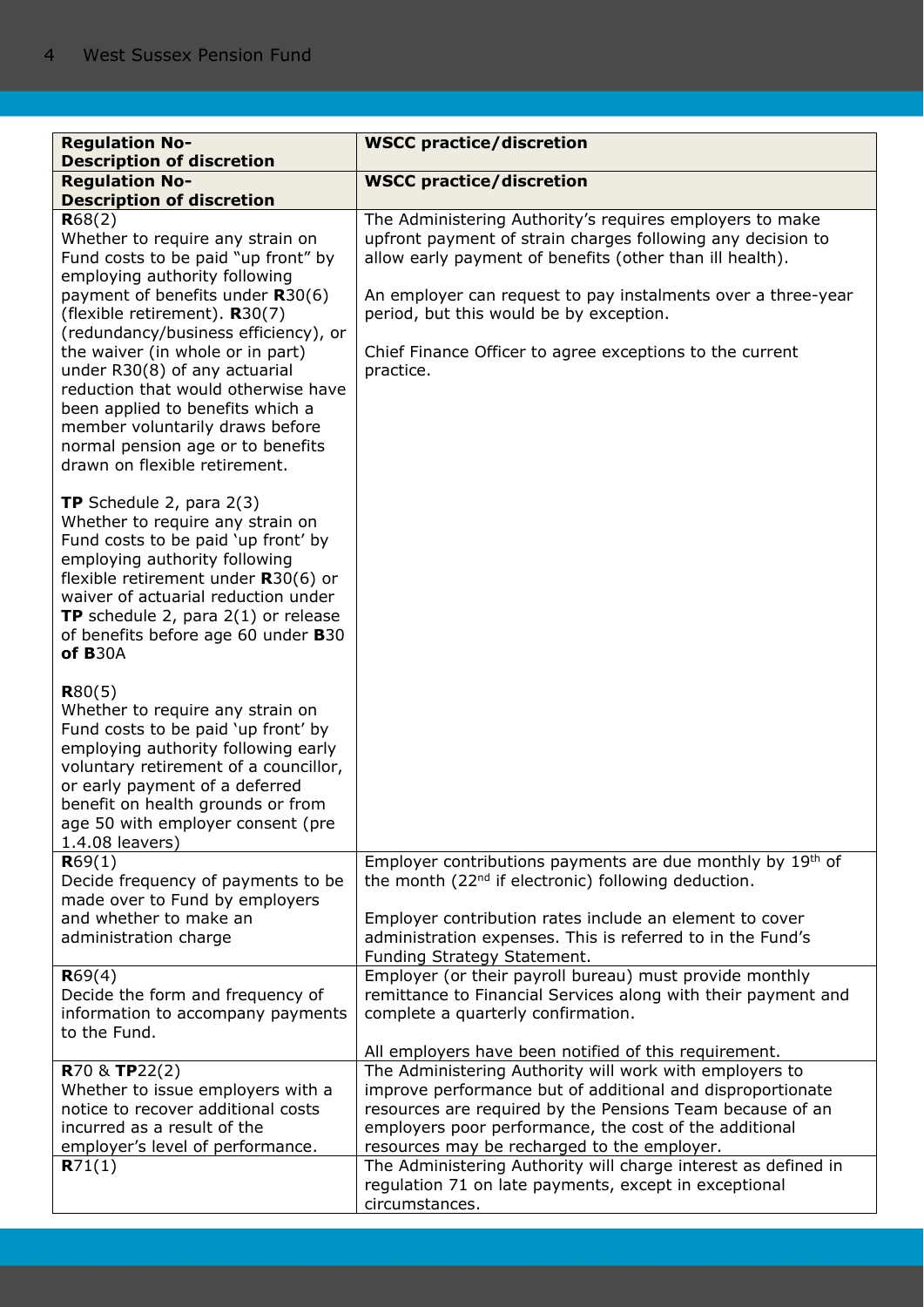| Regulation No- Description of discretion | WSCC practice/discretion |
|---|---|
| **Regulation No- Description of discretion** | **WSCC practice/discretion** |
| **R**68(2)<br>Whether to require any strain on Fund costs to be paid "up front" by employing authority following payment of benefits under **R**30(6) (flexible retirement). **R**30(7) (redundancy/business efficiency), or the waiver (in whole or in part) under R30(8) of any actuarial reduction that would otherwise have been applied to benefits which a member voluntarily draws before normal pension age or to benefits drawn on flexible retirement.<br><br>**TP** Schedule 2, para 2(3)<br>Whether to require any strain on Fund costs to be paid 'up front' by employing authority following flexible retirement under **R**30(6) or waiver of actuarial reduction under **TP** schedule 2, para 2(1) or release of benefits before age 60 under **B**30 **of B**30A<br><br>**R**80(5)<br>Whether to require any strain on Fund costs to be paid 'up front' by employing authority following early voluntary retirement of a councillor, or early payment of a deferred benefit on health grounds or from age 50 with employer consent (pre 1.4.08 leavers) | The Administering Authority's requires employers to make upfront payment of strain charges following any decision to allow early payment of benefits (other than ill health).<br><br>An employer can request to pay instalments over a three-year period, but this would be by exception.<br><br>Chief Finance Officer to agree exceptions to the current practice. |
| **R**69(1)<br>Decide frequency of payments to be made over to Fund by employers and whether to make an administration charge | Employer contributions payments are due monthly by 19th of the month (22nd if electronic) following deduction.<br><br>Employer contribution rates include an element to cover administration expenses. This is referred to in the Fund's Funding Strategy Statement. |
| **R**69(4)<br>Decide the form and frequency of information to accompany payments to the Fund. | Employer (or their payroll bureau) must provide monthly remittance to Financial Services along with their payment and complete a quarterly confirmation.<br><br>All employers have been notified of this requirement. |
| **R**70 & **TP**22(2)<br>Whether to issue employers with a notice to recover additional costs incurred as a result of the employer's level of performance. | The Administering Authority will work with employers to improve performance but of additional and disproportionate resources are required by the Pensions Team because of an employers poor performance, the cost of the additional resources may be recharged to the employer. |
| **R**71(1) | The Administering Authority will charge interest as defined in regulation 71 on late payments, except in exceptional circumstances. |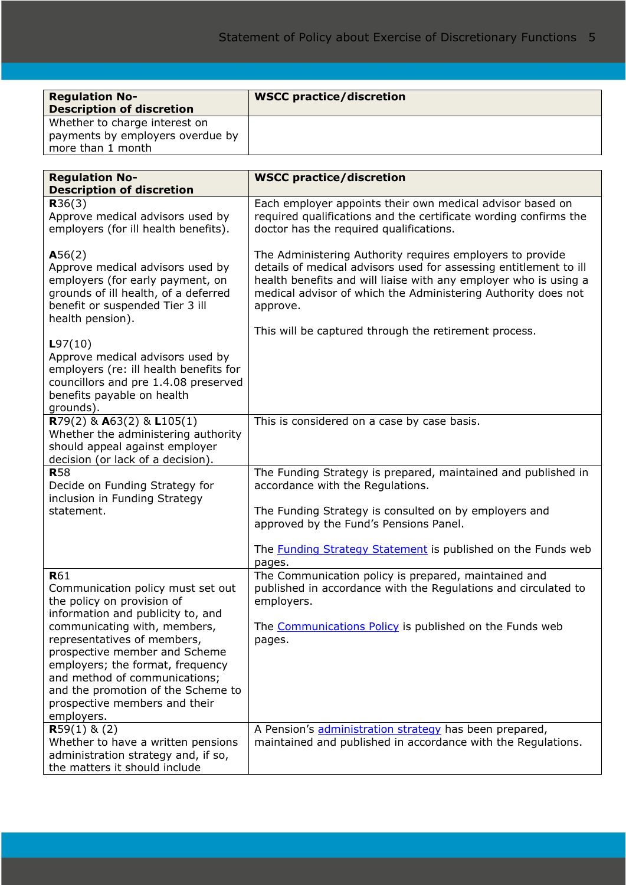| Regulation No- Description of discretion | WSCC practice/discretion |
|---|---|
| Whether to charge interest on payments by employers overdue by more than 1 month | |

| Regulation No- Description of discretion | WSCC practice/discretion |
|---|---|
| **R**36(3)<br>Approve medical advisors used by employers (for ill health benefits).<br><br>**A**56(2)<br>Approve medical advisors used by employers (for early payment, on grounds of ill health, of a deferred benefit or suspended Tier 3 ill health pension).<br><br>**L**97(10)<br>Approve medical advisors used by employers (re: ill health benefits for councillors and pre 1.4.08 preserved benefits payable on health grounds). | Each employer appoints their own medical advisor based on required qualifications and the certificate wording confirms the doctor has the required qualifications.<br><br>The Administering Authority requires employers to provide details of medical advisors used for assessing entitlement to ill health benefits and will liaise with any employer who is using a medical advisor of which the Administering Authority does not approve.<br><br>This will be captured through the retirement process. |
| **R**79(2) & **A**63(2) & **L**105(1)<br>Whether the administering authority should appeal against employer decision (or lack of a decision). | This is considered on a case by case basis. |
| **R**58<br>Decide on Funding Strategy for inclusion in Funding Strategy statement. | The Funding Strategy is prepared, maintained and published in accordance with the Regulations.<br><br>The Funding Strategy is consulted on by employers and approved by the Fund's Pensions Panel.<br><br>The Funding Strategy Statement is published on the Funds web pages. |
| **R**61<br>Communication policy must set out the policy on provision of information and publicity to, and communicating with, members, representatives of members, prospective member and Scheme employers; the format, frequency and method of communications; and the promotion of the Scheme to prospective members and their employers. | The Communication policy is prepared, maintained and published in accordance with the Regulations and circulated to employers.<br><br>The Communications Policy is published on the Funds web pages. |
| **R**59(1) & (2)<br>Whether to have a written pensions administration strategy and, if so, the matters it should include | A Pension's administration strategy has been prepared, maintained and published in accordance with the Regulations. |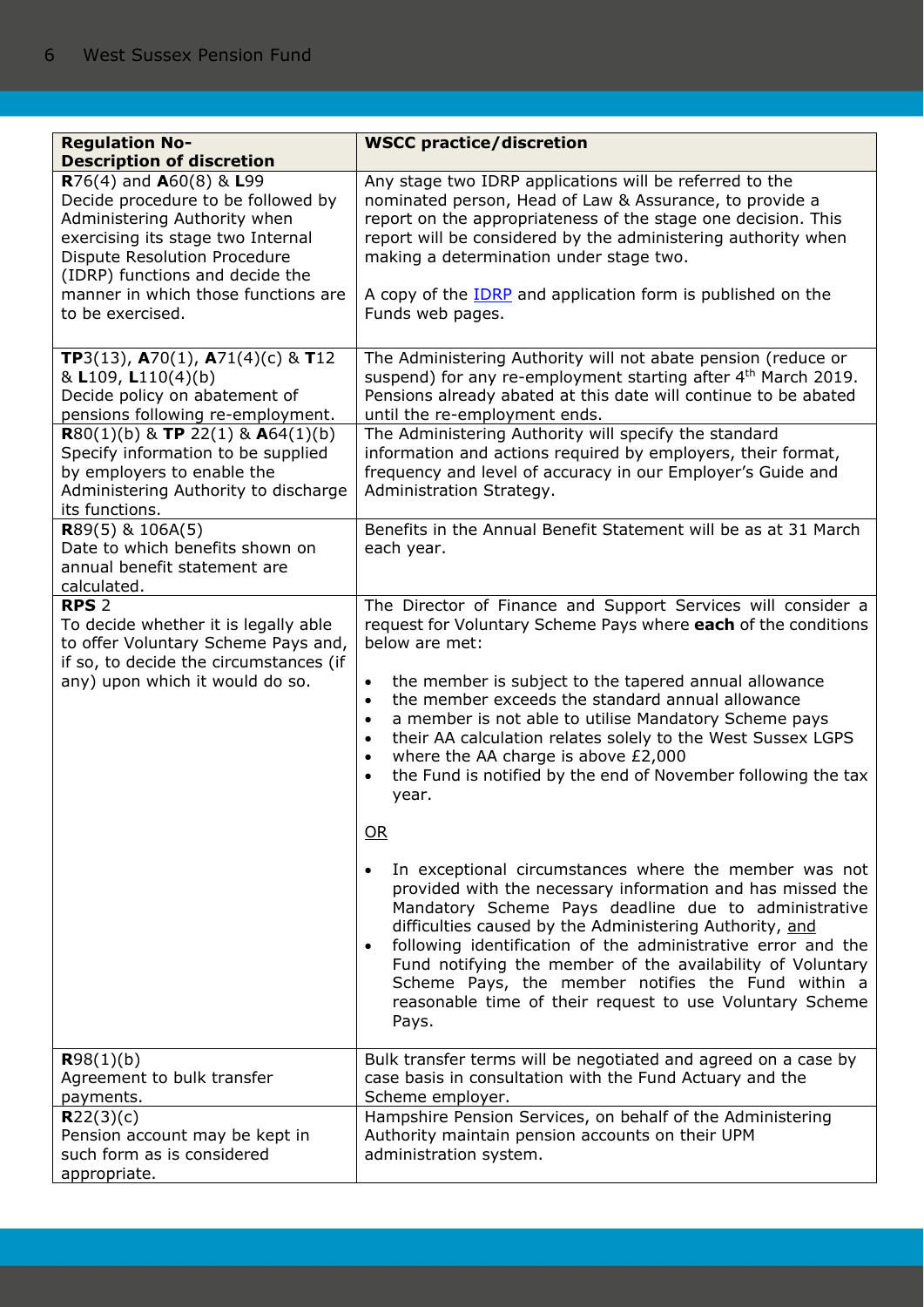| **Regulation No- Description of discretion** | **WSCC practice/discretion** |
| --- | --- |
| **R**76(4) and **A**60(8) & **L**99<br>Decide procedure to be followed by Administering Authority when exercising its stage two Internal Dispute Resolution Procedure (IDRP) functions and decide the manner in which those functions are to be exercised. | Any stage two IDRP applications will be referred to the nominated person, Head of Law & Assurance, to provide a report on the appropriateness of the stage one decision. This report will be considered by the administering authority when making a determination under stage two.<br><br>A copy of the [IDRP] and application form is published on the Funds web pages. |
| **TP**3(13), **A**70(1), **A**71(4)(c) & **T**12 & **L**109, **L**110(4)(b)<br>Decide policy on abatement of pensions following re-employment. | The Administering Authority will not abate pension (reduce or suspend) for any re-employment starting after 4th March 2019. Pensions already abated at this date will continue to be abated until the re-employment ends. |
| **R**80(1)(b) & **TP** 22(1) & **A**64(1)(b)<br>Specify information to be supplied by employers to enable the Administering Authority to discharge its functions. | The Administering Authority will specify the standard information and actions required by employers, their format, frequency and level of accuracy in our Employer's Guide and Administration Strategy. |
| **R**89(5) & 106A(5)<br>Date to which benefits shown on annual benefit statement are calculated. | Benefits in the Annual Benefit Statement will be as at 31 March each year. |
| **RPS** 2<br>To decide whether it is legally able to offer Voluntary Scheme Pays and, if so, to decide the circumstances (if any) upon which it would do so. | The Director of Finance and Support Services will consider a request for Voluntary Scheme Pays where **each** of the conditions below are met:<br><br>• the member is subject to the tapered annual allowance<br>• the member exceeds the standard annual allowance<br>• a member is not able to utilise Mandatory Scheme pays<br>• their AA calculation relates solely to the West Sussex LGPS<br>• where the AA charge is above £2,000<br>• the Fund is notified by the end of November following the tax year.<br><br>OR<br><br>• In exceptional circumstances where the member was not provided with the necessary information and has missed the Mandatory Scheme Pays deadline due to administrative difficulties caused by the Administering Authority, and<br>• following identification of the administrative error and the Fund notifying the member of the availability of Voluntary Scheme Pays, the member notifies the Fund within a reasonable time of their request to use Voluntary Scheme Pays. |
| **R**98(1)(b)<br>Agreement to bulk transfer payments. | Bulk transfer terms will be negotiated and agreed on a case by case basis in consultation with the Fund Actuary and the Scheme employer. |
| **R**22(3)(c)<br>Pension account may be kept in such form as is considered appropriate. | Hampshire Pension Services, on behalf of the Administering Authority maintain pension accounts on their UPM administration system. |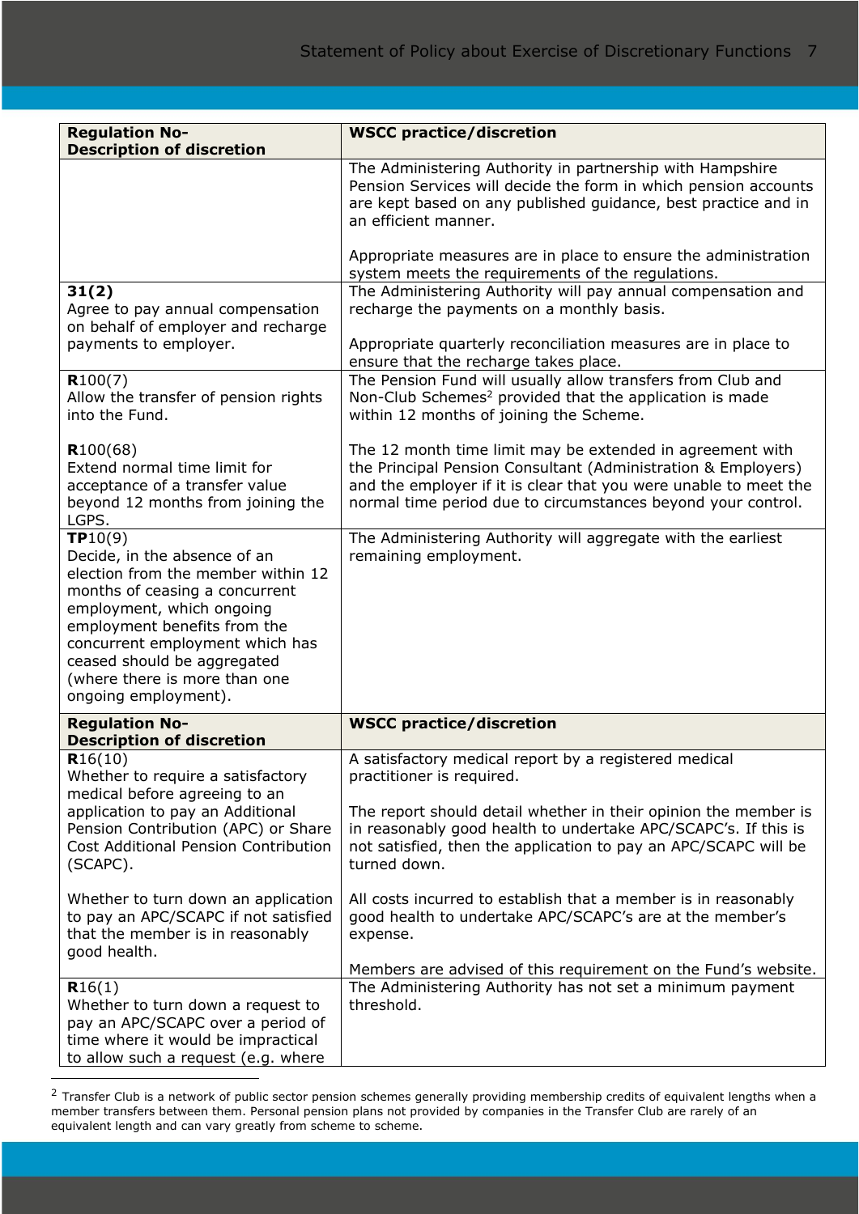| Regulation No- Description of discretion | WSCC practice/discretion |
|---|---|
| | The Administering Authority in partnership with Hampshire Pension Services will decide the form in which pension accounts are kept based on any published guidance, best practice and in an efficient manner.<br><br>Appropriate measures are in place to ensure the administration system meets the requirements of the regulations. |
| **31(2)**<br>Agree to pay annual compensation on behalf of employer and recharge payments to employer. | The Administering Authority will pay annual compensation and recharge the payments on a monthly basis.<br><br>Appropriate quarterly reconciliation measures are in place to ensure that the recharge takes place. |
| **R**100(7)<br>Allow the transfer of pension rights into the Fund.<br><br>**R**100(68)<br>Extend normal time limit for acceptance of a transfer value beyond 12 months from joining the LGPS. | The Pension Fund will usually allow transfers from Club and Non-Club Schemes[2] provided that the application is made within 12 months of joining the Scheme.<br><br>The 12 month time limit may be extended in agreement with the Principal Pension Consultant (Administration & Employers) and the employer if it is clear that you were unable to meet the normal time period due to circumstances beyond your control. |
| **TP**10(9)<br>Decide, in the absence of an election from the member within 12 months of ceasing a concurrent employment, which ongoing employment benefits from the concurrent employment which has ceased should be aggregated (where there is more than one ongoing employment). | The Administering Authority will aggregate with the earliest remaining employment. |
| **Regulation No- Description of discretion** | **WSCC practice/discretion** |
| **R**16(10)<br>Whether to require a satisfactory medical before agreeing to an application to pay an Additional Pension Contribution (APC) or Share Cost Additional Pension Contribution (SCAPC).<br><br>Whether to turn down an application to pay an APC/SCAPC if not satisfied that the member is in reasonably good health. | A satisfactory medical report by a registered medical practitioner is required.<br><br>The report should detail whether in their opinion the member is in reasonably good health to undertake APC/SCAPC's. If this is not satisfied, then the application to pay an APC/SCAPC will be turned down.<br><br>All costs incurred to establish that a member is in reasonably good health to undertake APC/SCAPC's are at the member's expense.<br><br>Members are advised of this requirement on the Fund's website. |
| **R**16(1)<br>Whether to turn down a request to pay an APC/SCAPC over a period of time where it would be impractical to allow such a request (e.g. where | The Administering Authority has not set a minimum payment threshold. |

[2] Transfer Club is a network of public sector pension schemes generally providing membership credits of equivalent lengths when a member transfers between them. Personal pension plans not provided by companies in the Transfer Club are rarely of an equivalent length and can vary greatly from scheme to scheme.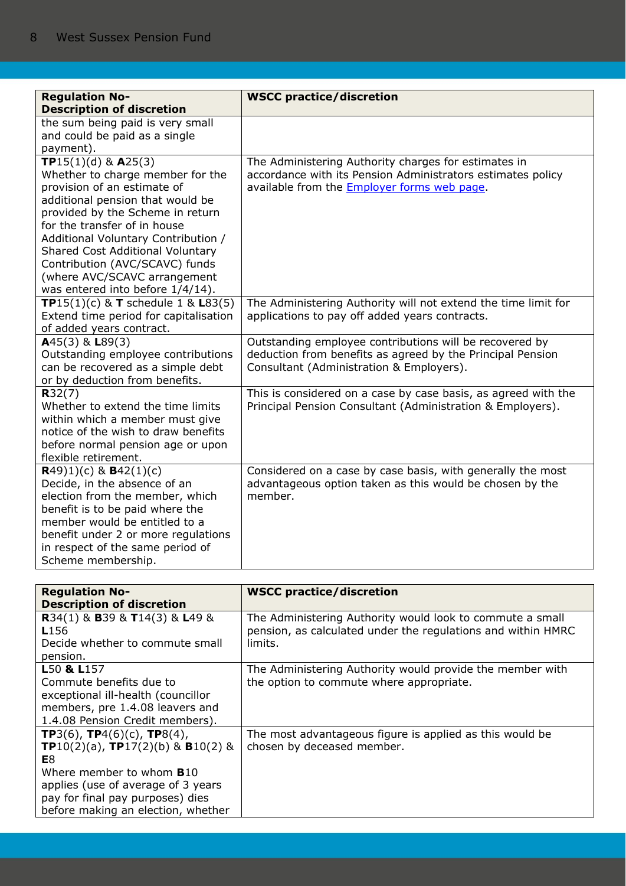| Regulation No- Description of discretion | WSCC practice/discretion |
|---|---|
| the sum being paid is very small and could be paid as a single payment). | |
| **TP**15(1)(d) & **A**25(3) Whether to charge member for the provision of an estimate of additional pension that would be provided by the Scheme in return for the transfer of in house Additional Voluntary Contribution / Shared Cost Additional Voluntary Contribution (AVC/SCAVC) funds (where AVC/SCAVC arrangement was entered into before 1/4/14). | The Administering Authority charges for estimates in accordance with its Pension Administrators estimates policy available from the [Employer forms web page](). |
| **TP**15(1)(c) & **T** schedule 1 & **L**83(5) Extend time period for capitalisation of added years contract. | The Administering Authority will not extend the time limit for applications to pay off added years contracts. |
| **A**45(3) & **L**89(3) Outstanding employee contributions can be recovered as a simple debt or by deduction from benefits. | Outstanding employee contributions will be recovered by deduction from benefits as agreed by the Principal Pension Consultant (Administration & Employers). |
| **R**32(7) Whether to extend the time limits within which a member must give notice of the wish to draw benefits before normal pension age or upon flexible retirement. | This is considered on a case by case basis, as agreed with the Principal Pension Consultant (Administration & Employers). |
| **R**49)1)(c) & **B**42(1)(c) Decide, in the absence of an election from the member, which benefit is to be paid where the member would be entitled to a benefit under 2 or more regulations in respect of the same period of Scheme membership. | Considered on a case by case basis, with generally the most advantageous option taken as this would be chosen by the member. |

| Regulation No- Description of discretion | WSCC practice/discretion |
|---|---|
| **R**34(1) & **B**39 & **T**14(3) & **L**49 & **L**156 Decide whether to commute small pension. | The Administering Authority would look to commute a small pension, as calculated under the regulations and within HMRC limits. |
| **L**50 **& L**157 Commute benefits due to exceptional ill-health (councillor members, pre 1.4.08 leavers and 1.4.08 Pension Credit members). | The Administering Authority would provide the member with the option to commute where appropriate. |
| **TP**3(6), **TP**4(6)(c), **TP**8(4), **TP**10(2)(a), **TP**17(2)(b) & **B**10(2) & **E**8 Where member to whom **B**10 applies (use of average of 3 years pay for final pay purposes) dies before making an election, whether | The most advantageous figure is applied as this would be chosen by deceased member. |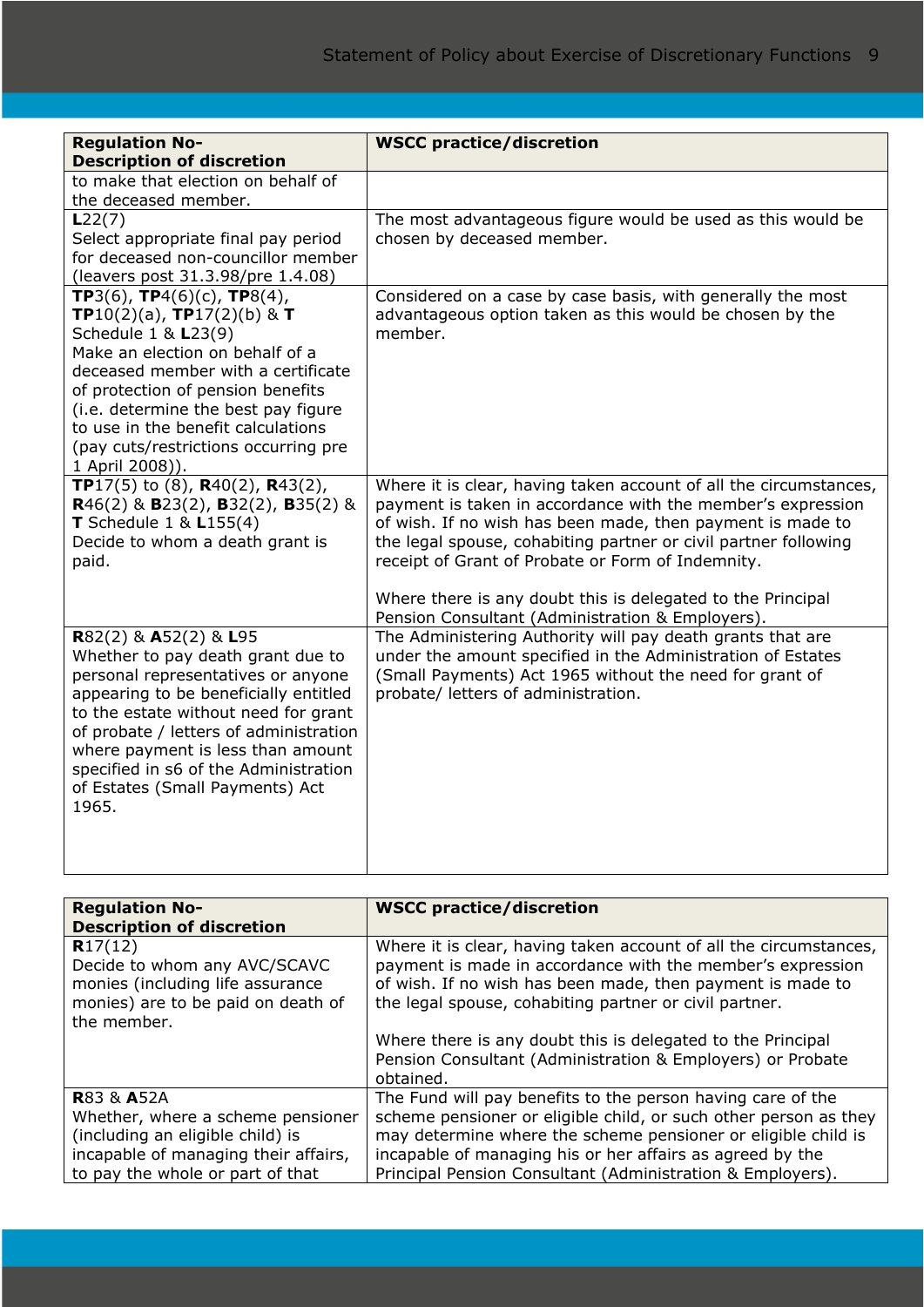| Regulation No- Description of discretion | WSCC practice/discretion |
| --- | --- |
| to make that election on behalf of the deceased member. | |
| **L**22(7) Select appropriate final pay period for deceased non-councillor member (leavers post 31.3.98/pre 1.4.08) | The most advantageous figure would be used as this would be chosen by deceased member. |
| **TP**3(6), **TP**4(6)(c), **TP**8(4), **TP**10(2)(a), **TP**17(2)(b) & **T** Schedule 1 & **L**23(9) Make an election on behalf of a deceased member with a certificate of protection of pension benefits (i.e. determine the best pay figure to use in the benefit calculations (pay cuts/restrictions occurring pre 1 April 2008)). | Considered on a case by case basis, with generally the most advantageous option taken as this would be chosen by the member. |
| **TP**17(5) to (8), **R**40(2), **R**43(2), **R**46(2) & **B**23(2), **B**32(2), **B**35(2) & **T** Schedule 1 & **L**155(4) Decide to whom a death grant is paid. | Where it is clear, having taken account of all the circumstances, payment is taken in accordance with the member's expression of wish. If no wish has been made, then payment is made to the legal spouse, cohabiting partner or civil partner following receipt of Grant of Probate or Form of Indemnity. <br><br> Where there is any doubt this is delegated to the Principal Pension Consultant (Administration & Employers). |
| **R**82(2) & **A**52(2) & **L**95 Whether to pay death grant due to personal representatives or anyone appearing to be beneficially entitled to the estate without need for grant of probate / letters of administration where payment is less than amount specified in s6 of the Administration of Estates (Small Payments) Act 1965. | The Administering Authority will pay death grants that are under the amount specified in the Administration of Estates (Small Payments) Act 1965 without the need for grant of probate/ letters of administration. |

| Regulation No- Description of discretion | WSCC practice/discretion |
| --- | --- |
| **R**17(12) Decide to whom any AVC/SCAVC monies (including life assurance monies) are to be paid on death of the member. | Where it is clear, having taken account of all the circumstances, payment is made in accordance with the member's expression of wish. If no wish has been made, then payment is made to the legal spouse, cohabiting partner or civil partner. <br><br> Where there is any doubt this is delegated to the Principal Pension Consultant (Administration & Employers) or Probate obtained. |
| **R**83 & **A**52A Whether, where a scheme pensioner (including an eligible child) is incapable of managing their affairs, to pay the whole or part of that | The Fund will pay benefits to the person having care of the scheme pensioner or eligible child, or such other person as they may determine where the scheme pensioner or eligible child is incapable of managing his or her affairs as agreed by the Principal Pension Consultant (Administration & Employers). |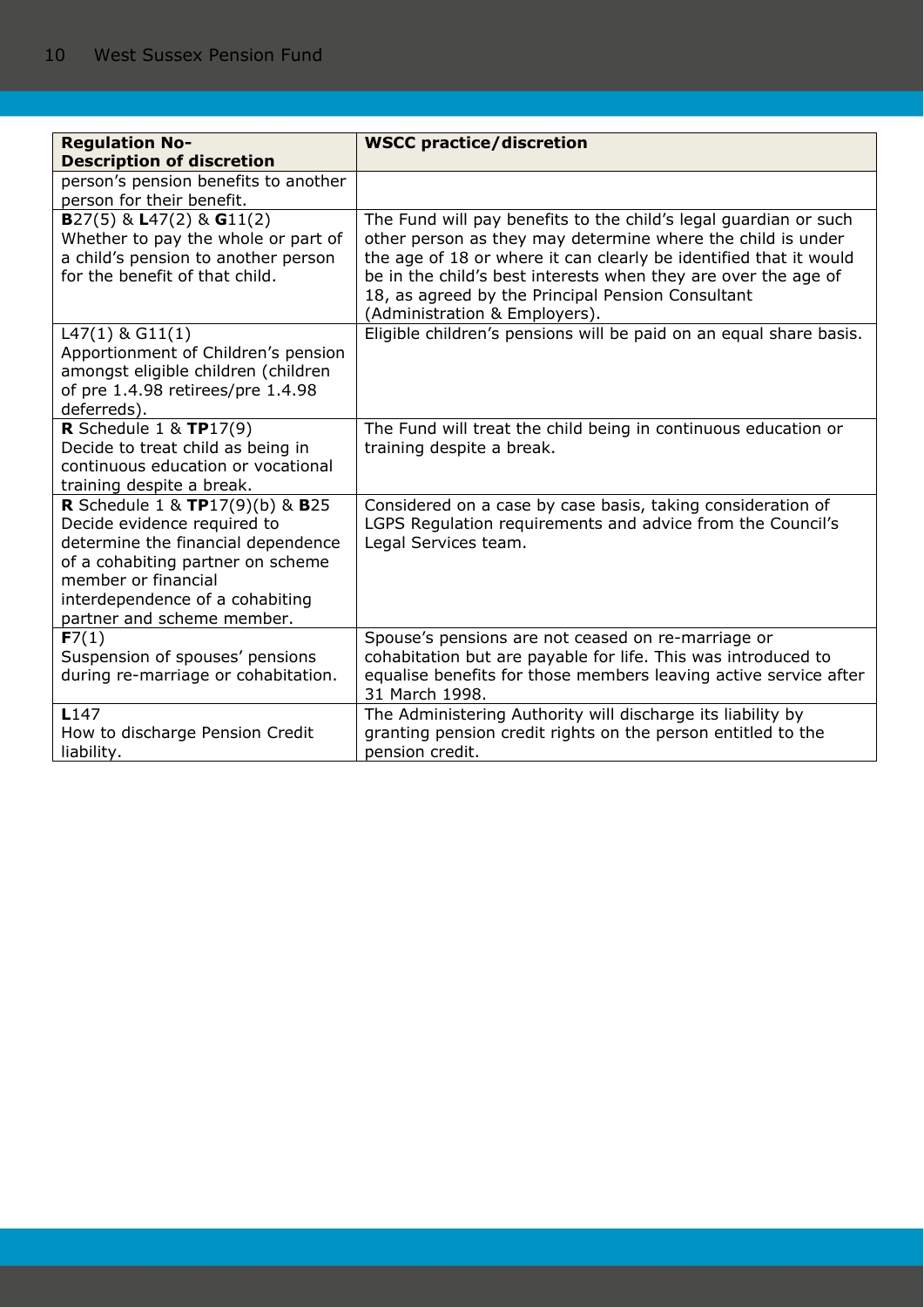| Regulation No-<br>Description of discretion | WSCC practice/discretion |
|---|---|
| person's pension benefits to another person for their benefit. | |
| **B**27(5) & **L**47(2) & **G**11(2)<br>Whether to pay the whole or part of a child's pension to another person for the benefit of that child. | The Fund will pay benefits to the child's legal guardian or such other person as they may determine where the child is under the age of 18 or where it can clearly be identified that it would be in the child's best interests when they are over the age of 18, as agreed by the Principal Pension Consultant (Administration & Employers). |
| L47(1) & G11(1)<br>Apportionment of Children's pension amongst eligible children (children of pre 1.4.98 retirees/pre 1.4.98 deferreds). | Eligible children's pensions will be paid on an equal share basis. |
| **R** Schedule 1 & **TP**17(9)<br>Decide to treat child as being in continuous education or vocational training despite a break. | The Fund will treat the child being in continuous education or training despite a break. |
| **R** Schedule 1 & **TP**17(9)(b) & **B**25<br>Decide evidence required to determine the financial dependence of a cohabiting partner on scheme member or financial interdependence of a cohabiting partner and scheme member. | Considered on a case by case basis, taking consideration of LGPS Regulation requirements and advice from the Council's Legal Services team. |
| **F**7(1)<br>Suspension of spouses' pensions during re-marriage or cohabitation. | Spouse's pensions are not ceased on re-marriage or cohabitation but are payable for life. This was introduced to equalise benefits for those members leaving active service after 31 March 1998. |
| **L**147<br>How to discharge Pension Credit liability. | The Administering Authority will discharge its liability by granting pension credit rights on the person entitled to the pension credit. |